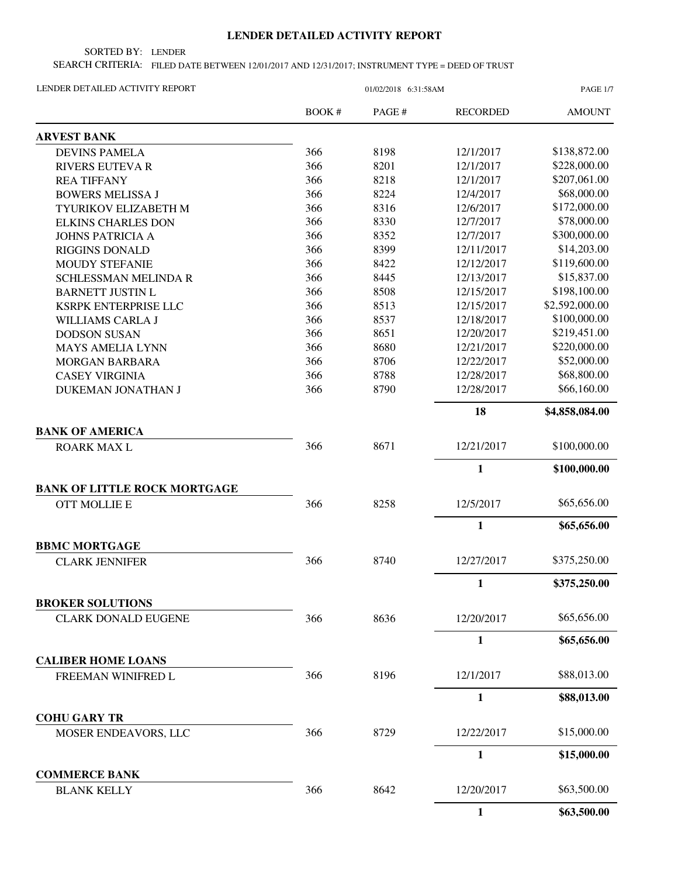# LENDER DETAILED ACTIVITY REPORT

SORTED BY: LENDER

SEARCH CRITERIA: FILED DATE BETWEEN 12/01/2017 AND 12/31/2017; INSTRUMENT TYPE = DEED OF TRUST

LENDER DETAILED ACTIVITY REPORT 01/02/2018 6:31:58AM

| | BOOK # | PAGE # | RECORDED | AMOUNT |
|---|---|---|---|---|
| **ARVEST BANK** | | | | |
| DEVINS PAMELA | 366 | 8198 | 12/1/2017 | $138,872.00 |
| RIVERS EUTEVA R | 366 | 8201 | 12/1/2017 | $228,000.00 |
| REA TIFFANY | 366 | 8218 | 12/1/2017 | $207,061.00 |
| BOWERS MELISSA J | 366 | 8224 | 12/4/2017 | $68,000.00 |
| TYURIKOV ELIZABETH M | 366 | 8316 | 12/6/2017 | $172,000.00 |
| ELKINS CHARLES DON | 366 | 8330 | 12/7/2017 | $78,000.00 |
| JOHNS PATRICIA A | 366 | 8352 | 12/7/2017 | $300,000.00 |
| RIGGINS DONALD | 366 | 8399 | 12/11/2017 | $14,203.00 |
| MOUDY STEFANIE | 366 | 8422 | 12/12/2017 | $119,600.00 |
| SCHLESSMAN MELINDA R | 366 | 8445 | 12/13/2017 | $15,837.00 |
| BARNETT JUSTIN L | 366 | 8508 | 12/15/2017 | $198,100.00 |
| KSRPK ENTERPRISE LLC | 366 | 8513 | 12/15/2017 | $2,592,000.00 |
| WILLIAMS CARLA J | 366 | 8537 | 12/18/2017 | $100,000.00 |
| DODSON SUSAN | 366 | 8651 | 12/20/2017 | $219,451.00 |
| MAYS AMELIA LYNN | 366 | 8680 | 12/21/2017 | $220,000.00 |
| MORGAN BARBARA | 366 | 8706 | 12/22/2017 | $52,000.00 |
| CASEY VIRGINIA | 366 | 8788 | 12/28/2017 | $68,800.00 |
| DUKEMAN JONATHAN J | 366 | 8790 | 12/28/2017 | $66,160.00 |
| | | | **18** | **$4,858,084.00** |
| **BANK OF AMERICA** | | | | |
| ROARK MAX L | 366 | 8671 | 12/21/2017 | $100,000.00 |
| | | | **1** | **$100,000.00** |
| **BANK OF LITTLE ROCK MORTGAGE** | | | | |
| OTT MOLLIE E | 366 | 8258 | 12/5/2017 | $65,656.00 |
| | | | **1** | **$65,656.00** |
| **BBMC MORTGAGE** | | | | |
| CLARK JENNIFER | 366 | 8740 | 12/27/2017 | $375,250.00 |
| | | | **1** | **$375,250.00** |
| **BROKER SOLUTIONS** | | | | |
| CLARK DONALD EUGENE | 366 | 8636 | 12/20/2017 | $65,656.00 |
| | | | **1** | **$65,656.00** |
| **CALIBER HOME LOANS** | | | | |
| FREEMAN WINIFRED L | 366 | 8196 | 12/1/2017 | $88,013.00 |
| | | | **1** | **$88,013.00** |
| **COHU GARY TR** | | | | |
| MOSER ENDEAVORS, LLC | 366 | 8729 | 12/22/2017 | $15,000.00 |
| | | | **1** | **$15,000.00** |
| **COMMERCE BANK** | | | | |
| BLANK KELLY | 366 | 8642 | 12/20/2017 | $63,500.00 |
| | | | **1** | **$63,500.00** |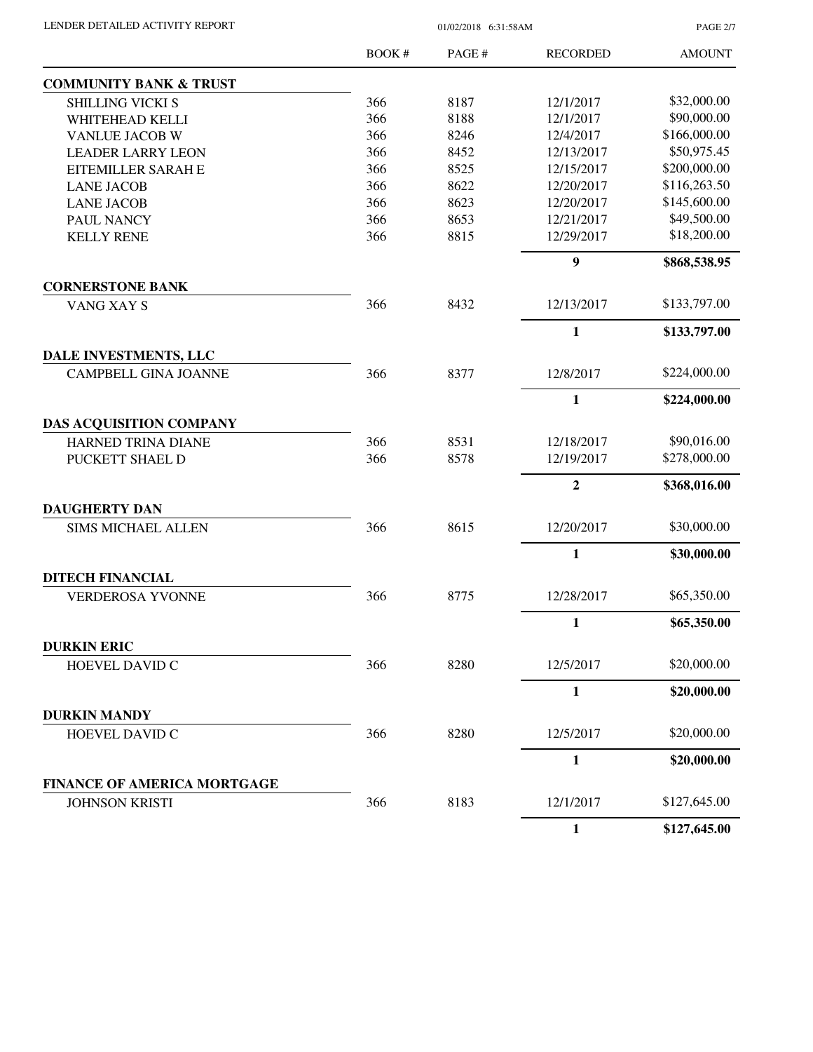| | BOOK # | PAGE # | RECORDED | AMOUNT |
|---|---|---|---|---|
| **COMMUNITY BANK & TRUST** | | | | |
| SHILLING VICKI S | 366 | 8187 | 12/1/2017 | $32,000.00 |
| WHITEHEAD KELLI | 366 | 8188 | 12/1/2017 | $90,000.00 |
| VANLUE JACOB W | 366 | 8246 | 12/4/2017 | $166,000.00 |
| LEADER LARRY LEON | 366 | 8452 | 12/13/2017 | $50,975.45 |
| EITEMILLER SARAH E | 366 | 8525 | 12/15/2017 | $200,000.00 |
| LANE JACOB | 366 | 8622 | 12/20/2017 | $116,263.50 |
| LANE JACOB | 366 | 8623 | 12/20/2017 | $145,600.00 |
| PAUL NANCY | 366 | 8653 | 12/21/2017 | $49,500.00 |
| KELLY RENE | 366 | 8815 | 12/29/2017 | $18,200.00 |
| | | | **9** | **$868,538.95** |
| **CORNERSTONE BANK** | | | | |
| VANG XAY S | 366 | 8432 | 12/13/2017 | $133,797.00 |
| | | | **1** | **$133,797.00** |
| **DALE INVESTMENTS, LLC** | | | | |
| CAMPBELL GINA JOANNE | 366 | 8377 | 12/8/2017 | $224,000.00 |
| | | | **1** | **$224,000.00** |
| **DAS ACQUISITION COMPANY** | | | | |
| HARNED TRINA DIANE | 366 | 8531 | 12/18/2017 | $90,016.00 |
| PUCKETT SHAEL D | 366 | 8578 | 12/19/2017 | $278,000.00 |
| | | | **2** | **$368,016.00** |
| **DAUGHERTY DAN** | | | | |
| SIMS MICHAEL ALLEN | 366 | 8615 | 12/20/2017 | $30,000.00 |
| | | | **1** | **$30,000.00** |
| **DITECH FINANCIAL** | | | | |
| VERDEROSA YVONNE | 366 | 8775 | 12/28/2017 | $65,350.00 |
| | | | **1** | **$65,350.00** |
| **DURKIN ERIC** | | | | |
| HOEVEL DAVID C | 366 | 8280 | 12/5/2017 | $20,000.00 |
| | | | **1** | **$20,000.00** |
| **DURKIN MANDY** | | | | |
| HOEVEL DAVID C | 366 | 8280 | 12/5/2017 | $20,000.00 |
| | | | **1** | **$20,000.00** |
| **FINANCE OF AMERICA MORTGAGE** | | | | |
| JOHNSON KRISTI | 366 | 8183 | 12/1/2017 | $127,645.00 |
| | | | **1** | **$127,645.00** |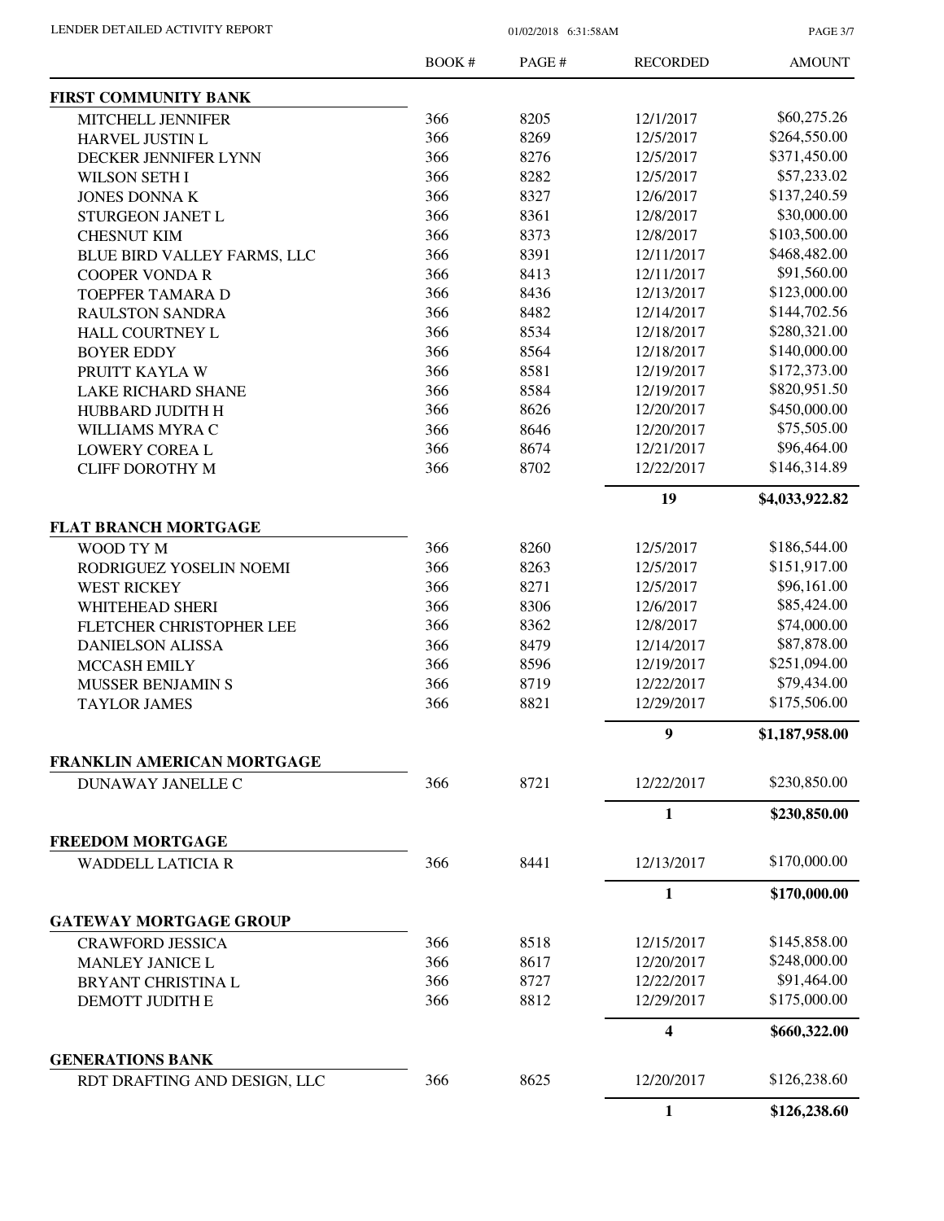| | BOOK # | PAGE # | RECORDED | AMOUNT |
|---|---|---|---|---|
| **FIRST COMMUNITY BANK** | | | | |
| MITCHELL JENNIFER | 366 | 8205 | 12/1/2017 | $60,275.26 |
| HARVEL JUSTIN L | 366 | 8269 | 12/5/2017 | $264,550.00 |
| DECKER JENNIFER LYNN | 366 | 8276 | 12/5/2017 | $371,450.00 |
| WILSON SETH I | 366 | 8282 | 12/5/2017 | $57,233.02 |
| JONES DONNA K | 366 | 8327 | 12/6/2017 | $137,240.59 |
| STURGEON JANET L | 366 | 8361 | 12/8/2017 | $30,000.00 |
| CHESNUT KIM | 366 | 8373 | 12/8/2017 | $103,500.00 |
| BLUE BIRD VALLEY FARMS, LLC | 366 | 8391 | 12/11/2017 | $468,482.00 |
| COOPER VONDA R | 366 | 8413 | 12/11/2017 | $91,560.00 |
| TOEPFER TAMARA D | 366 | 8436 | 12/13/2017 | $123,000.00 |
| RAULSTON SANDRA | 366 | 8482 | 12/14/2017 | $144,702.56 |
| HALL COURTNEY L | 366 | 8534 | 12/18/2017 | $280,321.00 |
| BOYER EDDY | 366 | 8564 | 12/18/2017 | $140,000.00 |
| PRUITT KAYLA W | 366 | 8581 | 12/19/2017 | $172,373.00 |
| LAKE RICHARD SHANE | 366 | 8584 | 12/19/2017 | $820,951.50 |
| HUBBARD JUDITH H | 366 | 8626 | 12/20/2017 | $450,000.00 |
| WILLIAMS MYRA C | 366 | 8646 | 12/20/2017 | $75,505.00 |
| LOWERY COREA L | 366 | 8674 | 12/21/2017 | $96,464.00 |
| CLIFF DOROTHY M | 366 | 8702 | 12/22/2017 | $146,314.89 |
| | | | **19** | **$4,033,922.82** |
| **FLAT BRANCH MORTGAGE** | | | | |
| WOOD TY M | 366 | 8260 | 12/5/2017 | $186,544.00 |
| RODRIGUEZ YOSELIN NOEMI | 366 | 8263 | 12/5/2017 | $151,917.00 |
| WEST RICKEY | 366 | 8271 | 12/5/2017 | $96,161.00 |
| WHITEHEAD SHERI | 366 | 8306 | 12/6/2017 | $85,424.00 |
| FLETCHER CHRISTOPHER LEE | 366 | 8362 | 12/8/2017 | $74,000.00 |
| DANIELSON ALISSA | 366 | 8479 | 12/14/2017 | $87,878.00 |
| MCCASH EMILY | 366 | 8596 | 12/19/2017 | $251,094.00 |
| MUSSER BENJAMIN S | 366 | 8719 | 12/22/2017 | $79,434.00 |
| TAYLOR JAMES | 366 | 8821 | 12/29/2017 | $175,506.00 |
| | | | **9** | **$1,187,958.00** |
| **FRANKLIN AMERICAN MORTGAGE** | | | | |
| DUNAWAY JANELLE C | 366 | 8721 | 12/22/2017 | $230,850.00 |
| | | | **1** | **$230,850.00** |
| **FREEDOM MORTGAGE** | | | | |
| WADDELL LATICIA R | 366 | 8441 | 12/13/2017 | $170,000.00 |
| | | | **1** | **$170,000.00** |
| **GATEWAY MORTGAGE GROUP** | | | | |
| CRAWFORD JESSICA | 366 | 8518 | 12/15/2017 | $145,858.00 |
| MANLEY JANICE L | 366 | 8617 | 12/20/2017 | $248,000.00 |
| BRYANT CHRISTINA L | 366 | 8727 | 12/22/2017 | $91,464.00 |
| DEMOTT JUDITH E | 366 | 8812 | 12/29/2017 | $175,000.00 |
| | | | **4** | **$660,322.00** |
| **GENERATIONS BANK** | | | | |
| RDT DRAFTING AND DESIGN, LLC | 366 | 8625 | 12/20/2017 | $126,238.60 |
| | | | **1** | **$126,238.60** |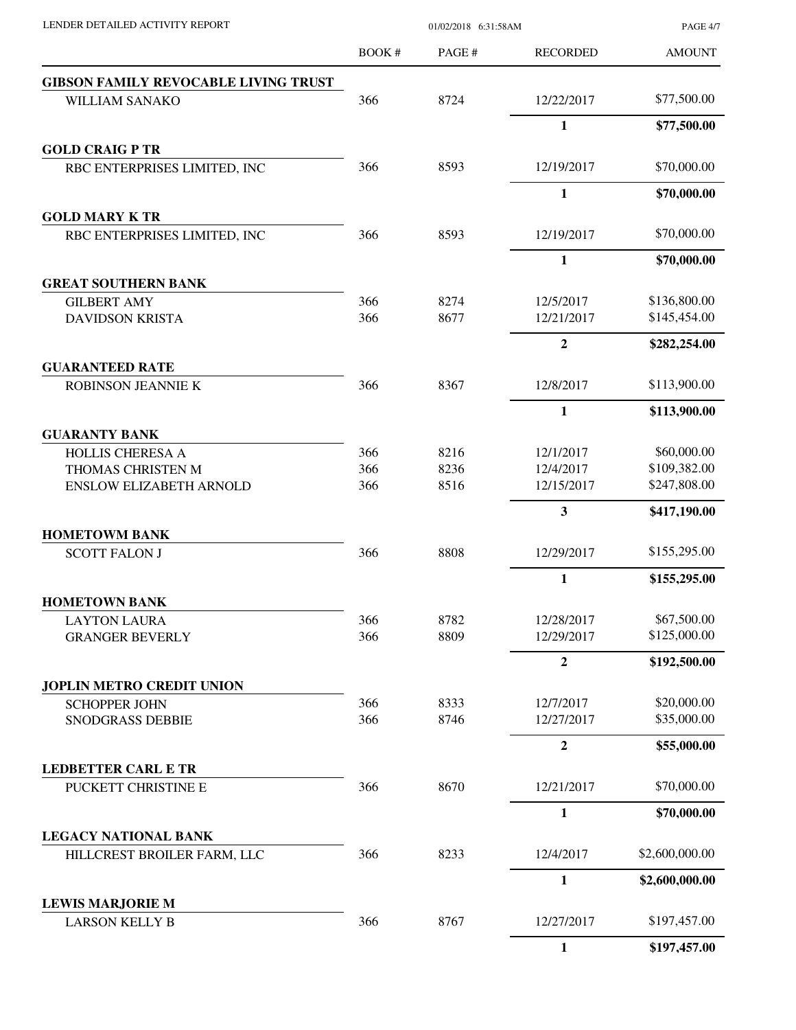LENDER DETAILED ACTIVITY REPORT

|  | BOOK # | PAGE # | RECORDED | AMOUNT |
|---|---|---|---|---|
| **GIBSON FAMILY REVOCABLE LIVING TRUST** | | | | |
| WILLIAM SANAKO | 366 | 8724 | 12/22/2017 | $77,500.00 |
| | | | **1** | **$77,500.00** |
| **GOLD CRAIG P TR** | | | | |
| RBC ENTERPRISES LIMITED, INC | 366 | 8593 | 12/19/2017 | $70,000.00 |
| | | | **1** | **$70,000.00** |
| **GOLD MARY K TR** | | | | |
| RBC ENTERPRISES LIMITED, INC | 366 | 8593 | 12/19/2017 | $70,000.00 |
| | | | **1** | **$70,000.00** |
| **GREAT SOUTHERN BANK** | | | | |
| GILBERT AMY | 366 | 8274 | 12/5/2017 | $136,800.00 |
| DAVIDSON KRISTA | 366 | 8677 | 12/21/2017 | $145,454.00 |
| | | | **2** | **$282,254.00** |
| **GUARANTEED RATE** | | | | |
| ROBINSON JEANNIE K | 366 | 8367 | 12/8/2017 | $113,900.00 |
| | | | **1** | **$113,900.00** |
| **GUARANTY BANK** | | | | |
| HOLLIS CHERESA A | 366 | 8216 | 12/1/2017 | $60,000.00 |
| THOMAS CHRISTEN M | 366 | 8236 | 12/4/2017 | $109,382.00 |
| ENSLOW ELIZABETH ARNOLD | 366 | 8516 | 12/15/2017 | $247,808.00 |
| | | | **3** | **$417,190.00** |
| **HOMETOWM BANK** | | | | |
| SCOTT FALON J | 366 | 8808 | 12/29/2017 | $155,295.00 |
| | | | **1** | **$155,295.00** |
| **HOMETOWN BANK** | | | | |
| LAYTON LAURA | 366 | 8782 | 12/28/2017 | $67,500.00 |
| GRANGER BEVERLY | 366 | 8809 | 12/29/2017 | $125,000.00 |
| | | | **2** | **$192,500.00** |
| **JOPLIN METRO CREDIT UNION** | | | | |
| SCHOPPER JOHN | 366 | 8333 | 12/7/2017 | $20,000.00 |
| SNODGRASS DEBBIE | 366 | 8746 | 12/27/2017 | $35,000.00 |
| | | | **2** | **$55,000.00** |
| **LEDBETTER CARL E TR** | | | | |
| PUCKETT CHRISTINE E | 366 | 8670 | 12/21/2017 | $70,000.00 |
| | | | **1** | **$70,000.00** |
| **LEGACY NATIONAL BANK** | | | | |
| HILLCREST BROILER FARM, LLC | 366 | 8233 | 12/4/2017 | $2,600,000.00 |
| | | | **1** | **$2,600,000.00** |
| **LEWIS MARJORIE M** | | | | |
| LARSON KELLY B | 366 | 8767 | 12/27/2017 | $197,457.00 |
| | | | **1** | **$197,457.00** |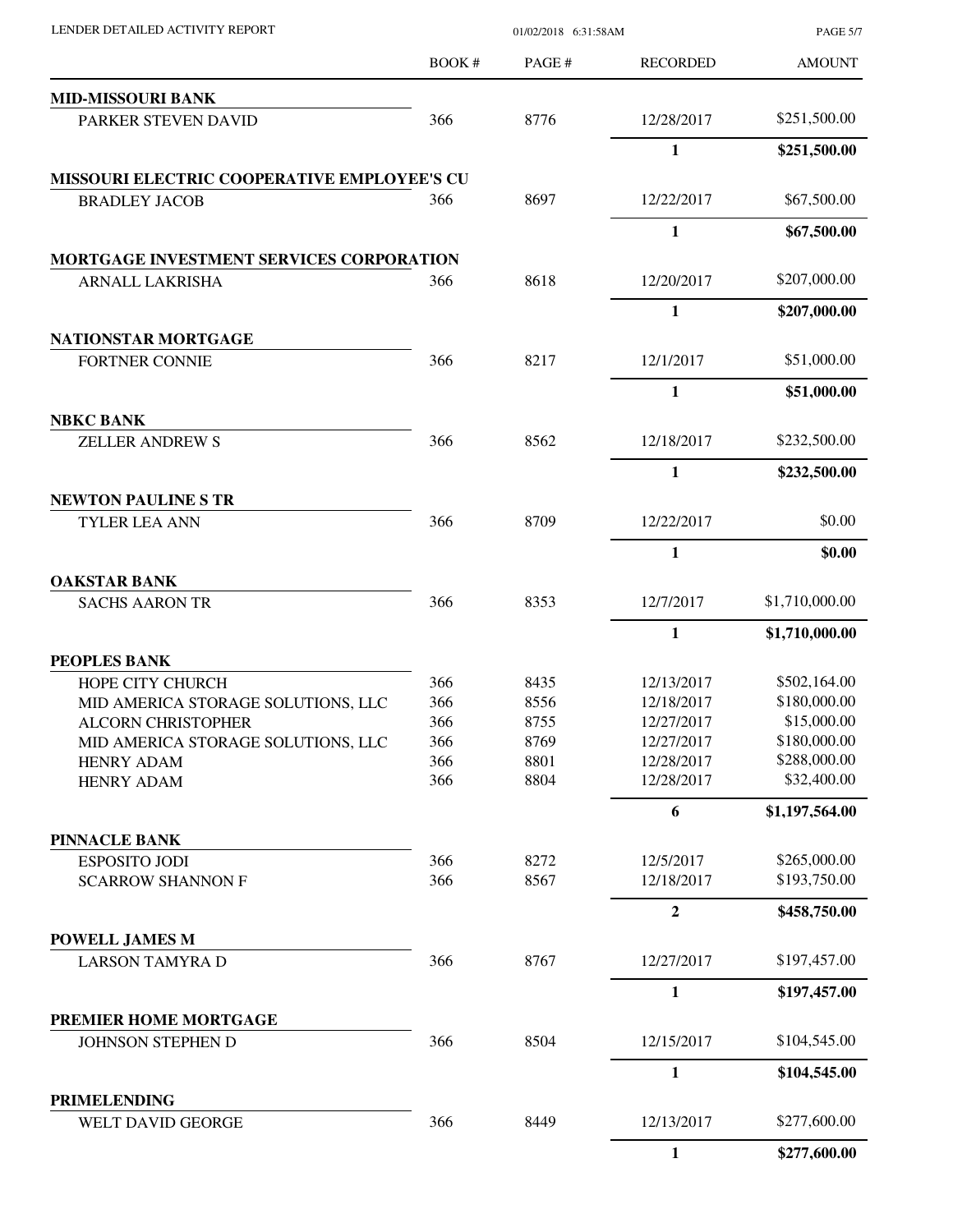| | BOOK # | PAGE # | RECORDED | AMOUNT |
|---|---|---|---|---|
| **MID-MISSOURI BANK** | | | | |
| PARKER STEVEN DAVID | 366 | 8776 | 12/28/2017 | $251,500.00 |
| | | | **1** | **$251,500.00** |
| **MISSOURI ELECTRIC COOPERATIVE EMPLOYEE'S CU** | | | | |
| BRADLEY JACOB | 366 | 8697 | 12/22/2017 | $67,500.00 |
| | | | **1** | **$67,500.00** |
| **MORTGAGE INVESTMENT SERVICES CORPORATION** | | | | |
| ARNALL LAKRISHA | 366 | 8618 | 12/20/2017 | $207,000.00 |
| | | | **1** | **$207,000.00** |
| **NATIONSTAR MORTGAGE** | | | | |
| FORTNER CONNIE | 366 | 8217 | 12/1/2017 | $51,000.00 |
| | | | **1** | **$51,000.00** |
| **NBKC BANK** | | | | |
| ZELLER ANDREW S | 366 | 8562 | 12/18/2017 | $232,500.00 |
| | | | **1** | **$232,500.00** |
| **NEWTON PAULINE S TR** | | | | |
| TYLER LEA ANN | 366 | 8709 | 12/22/2017 | $0.00 |
| | | | **1** | **$0.00** |
| **OAKSTAR BANK** | | | | |
| SACHS AARON TR | 366 | 8353 | 12/7/2017 | $1,710,000.00 |
| | | | **1** | **$1,710,000.00** |
| **PEOPLES BANK** | | | | |
| HOPE CITY CHURCH | 366 | 8435 | 12/13/2017 | $502,164.00 |
| MID AMERICA STORAGE SOLUTIONS, LLC | 366 | 8556 | 12/18/2017 | $180,000.00 |
| ALCORN CHRISTOPHER | 366 | 8755 | 12/27/2017 | $15,000.00 |
| MID AMERICA STORAGE SOLUTIONS, LLC | 366 | 8769 | 12/27/2017 | $180,000.00 |
| HENRY ADAM | 366 | 8801 | 12/28/2017 | $288,000.00 |
| HENRY ADAM | 366 | 8804 | 12/28/2017 | $32,400.00 |
| | | | **6** | **$1,197,564.00** |
| **PINNACLE BANK** | | | | |
| ESPOSITO JODI | 366 | 8272 | 12/5/2017 | $265,000.00 |
| SCARROW SHANNON F | 366 | 8567 | 12/18/2017 | $193,750.00 |
| | | | **2** | **$458,750.00** |
| **POWELL JAMES M** | | | | |
| LARSON TAMYRA D | 366 | 8767 | 12/27/2017 | $197,457.00 |
| | | | **1** | **$197,457.00** |
| **PREMIER HOME MORTGAGE** | | | | |
| JOHNSON STEPHEN D | 366 | 8504 | 12/15/2017 | $104,545.00 |
| | | | **1** | **$104,545.00** |
| **PRIMELENDING** | | | | |
| WELT DAVID GEORGE | 366 | 8449 | 12/13/2017 | $277,600.00 |
| | | | **1** | **$277,600.00** |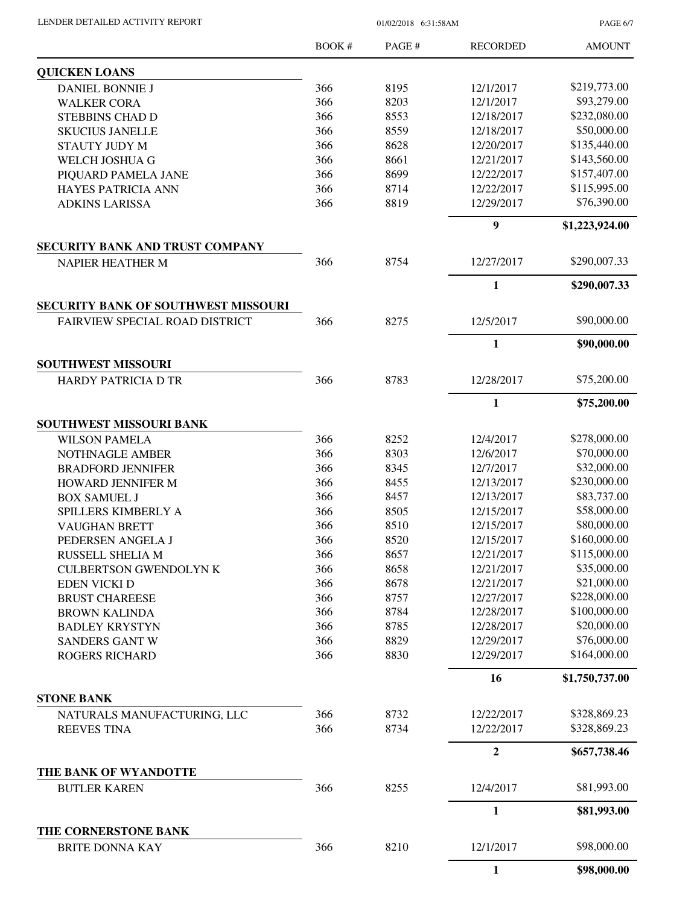| | BOOK # | PAGE # | RECORDED | AMOUNT |
|---|---|---|---|---|
| **QUICKEN LOANS** | | | | |
| DANIEL BONNIE J | 366 | 8195 | 12/1/2017 | $219,773.00 |
| WALKER CORA | 366 | 8203 | 12/1/2017 | $93,279.00 |
| STEBBINS CHAD D | 366 | 8553 | 12/18/2017 | $232,080.00 |
| SKUCIUS JANELLE | 366 | 8559 | 12/18/2017 | $50,000.00 |
| STAUTY JUDY M | 366 | 8628 | 12/20/2017 | $135,440.00 |
| WELCH JOSHUA G | 366 | 8661 | 12/21/2017 | $143,560.00 |
| PIQUARD PAMELA JANE | 366 | 8699 | 12/22/2017 | $157,407.00 |
| HAYES PATRICIA ANN | 366 | 8714 | 12/22/2017 | $115,995.00 |
| ADKINS LARISSA | 366 | 8819 | 12/29/2017 | $76,390.00 |
| | | | **9** | **$1,223,924.00** |
| **SECURITY BANK AND TRUST COMPANY** | | | | |
| NAPIER HEATHER M | 366 | 8754 | 12/27/2017 | $290,007.33 |
| | | | **1** | **$290,007.33** |
| **SECURITY BANK OF SOUTHWEST MISSOURI** | | | | |
| FAIRVIEW SPECIAL ROAD DISTRICT | 366 | 8275 | 12/5/2017 | $90,000.00 |
| | | | **1** | **$90,000.00** |
| **SOUTHWEST MISSOURI** | | | | |
| HARDY PATRICIA D TR | 366 | 8783 | 12/28/2017 | $75,200.00 |
| | | | **1** | **$75,200.00** |
| **SOUTHWEST MISSOURI BANK** | | | | |
| WILSON PAMELA | 366 | 8252 | 12/4/2017 | $278,000.00 |
| NOTHNAGLE AMBER | 366 | 8303 | 12/6/2017 | $70,000.00 |
| BRADFORD JENNIFER | 366 | 8345 | 12/7/2017 | $32,000.00 |
| HOWARD JENNIFER M | 366 | 8455 | 12/13/2017 | $230,000.00 |
| BOX SAMUEL J | 366 | 8457 | 12/13/2017 | $83,737.00 |
| SPILLERS KIMBERLY A | 366 | 8505 | 12/15/2017 | $58,000.00 |
| VAUGHAN BRETT | 366 | 8510 | 12/15/2017 | $80,000.00 |
| PEDERSEN ANGELA J | 366 | 8520 | 12/15/2017 | $160,000.00 |
| RUSSELL SHELIA M | 366 | 8657 | 12/21/2017 | $115,000.00 |
| CULBERTSON GWENDOLYN K | 366 | 8658 | 12/21/2017 | $35,000.00 |
| EDEN VICKI D | 366 | 8678 | 12/21/2017 | $21,000.00 |
| BRUST CHAREESE | 366 | 8757 | 12/27/2017 | $228,000.00 |
| BROWN KALINDA | 366 | 8784 | 12/28/2017 | $100,000.00 |
| BADLEY KRYSTYN | 366 | 8785 | 12/28/2017 | $20,000.00 |
| SANDERS GANT W | 366 | 8829 | 12/29/2017 | $76,000.00 |
| ROGERS RICHARD | 366 | 8830 | 12/29/2017 | $164,000.00 |
| | | | **16** | **$1,750,737.00** |
| **STONE BANK** | | | | |
| NATURALS MANUFACTURING, LLC | 366 | 8732 | 12/22/2017 | $328,869.23 |
| REEVES TINA | 366 | 8734 | 12/22/2017 | $328,869.23 |
| | | | **2** | **$657,738.46** |
| **THE BANK OF WYANDOTTE** | | | | |
| BUTLER KAREN | 366 | 8255 | 12/4/2017 | $81,993.00 |
| | | | **1** | **$81,993.00** |
| **THE CORNERSTONE BANK** | | | | |
| BRITE DONNA KAY | 366 | 8210 | 12/1/2017 | $98,000.00 |
| | | | **1** | **$98,000.00** |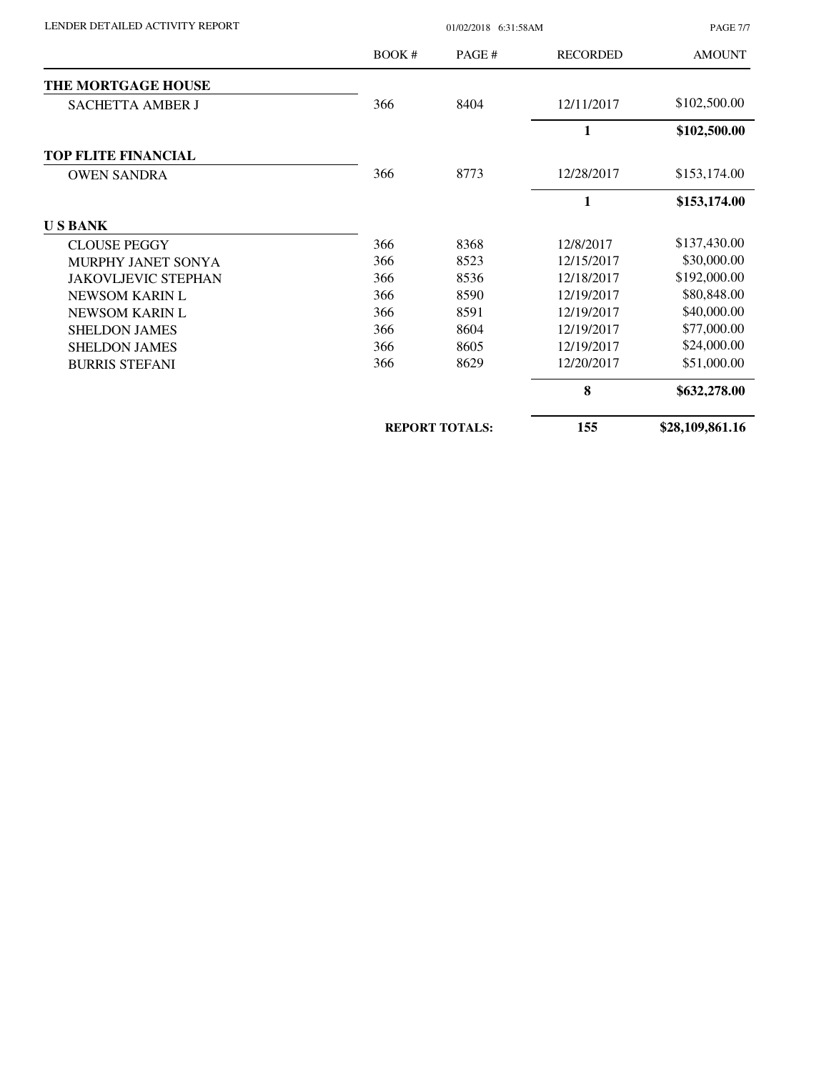| | BOOK # | PAGE # | RECORDED | AMOUNT |
|---|---|---|---|---|
| **THE MORTGAGE HOUSE** | | | | |
| SACHETTA AMBER J | 366 | 8404 | 12/11/2017 | $102,500.00 |
| | | | **1** | **$102,500.00** |
| **TOP FLITE FINANCIAL** | | | | |
| OWEN SANDRA | 366 | 8773 | 12/28/2017 | $153,174.00 |
| | | | **1** | **$153,174.00** |
| **U S BANK** | | | | |
| CLOUSE PEGGY | 366 | 8368 | 12/8/2017 | $137,430.00 |
| MURPHY JANET SONYA | 366 | 8523 | 12/15/2017 | $30,000.00 |
| JAKOVLJEVIC STEPHAN | 366 | 8536 | 12/18/2017 | $192,000.00 |
| NEWSOM KARIN L | 366 | 8590 | 12/19/2017 | $80,848.00 |
| NEWSOM KARIN L | 366 | 8591 | 12/19/2017 | $40,000.00 |
| SHELDON JAMES | 366 | 8604 | 12/19/2017 | $77,000.00 |
| SHELDON JAMES | 366 | 8605 | 12/19/2017 | $24,000.00 |
| BURRIS STEFANI | 366 | 8629 | 12/20/2017 | $51,000.00 |
| | | | **8** | **$632,278.00** |
| | **REPORT TOTALS:** | | **155** | **$28,109,861.16** |